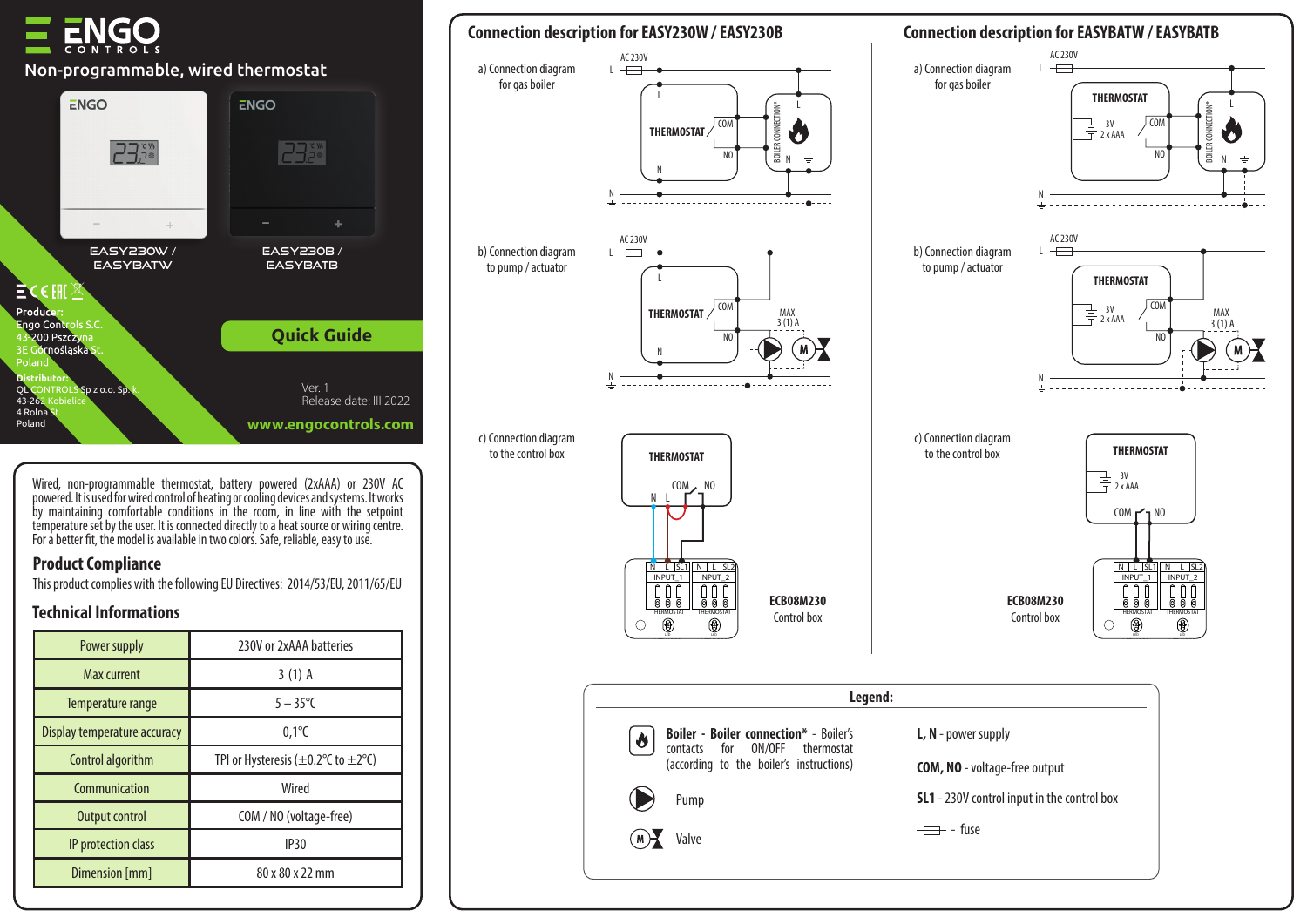# ENGO CONTROLS

## Non-programmable, wired thermostat

EASY230W / EASYBATW

EASY230B / EASYBATB

**Producer:**
Engo Controls S.C.
43-200 Pszczyna
3E Górnośląska St.
Poland

**Distributor:**
QL CONTROLS Sp z o.o. Sp. k.
43-262 Kobielice
4 Rolna St.
Poland

## Quick Guide

Ver. 1
Release date: III 2022

www.engocontrols.com

Wired, non-programmable thermostat, battery powered (2xAAA) or 230V AC powered. It is used for wired control of heating or cooling devices and systems. It works by maintaining comfortable conditions in the room, in line with the setpoint temperature set by the user. It is connected directly to a heat source or wiring centre. For a better fit, the model is available in two colors. Safe, reliable, easy to use.

### Product Compliance

This product complies with the following EU Directives: 2014/53/EU, 2011/65/EU

### Technical Informations

| Power supply | 230V or 2xAAA batteries |
|---|---|
| Max current | 3 (1) A |
| Temperature range | 5 – 35°C |
| Display temperature accuracy | 0,1°C |
| Control algorithm | TPI or Hysteresis (±0.2°C to ±2°C) |
| Communication | Wired |
| Output control | COM / NO (voltage-free) |
| IP protection class | IP30 |
| Dimension [mm] | 80 x 80 x 22 mm |

## Connection description for EASY230W / EASY230B

a) Connection diagram for gas boiler

b) Connection diagram to pump / actuator

c) Connection diagram to the control box

ECB08M230 Control box

## Connection description for EASYBATW / EASYBATB

a) Connection diagram for gas boiler

b) Connection diagram to pump / actuator

c) Connection diagram to the control box

ECB08M230 Control box

### Legend:

**Boiler - Boiler connection*** - Boiler's contacts for ON/OFF thermostat (according to the boiler's instructions)

Pump

Valve

**L, N** - power supply

**COM, NO** - voltage-free output

**SL1** - 230V control input in the control box

fuse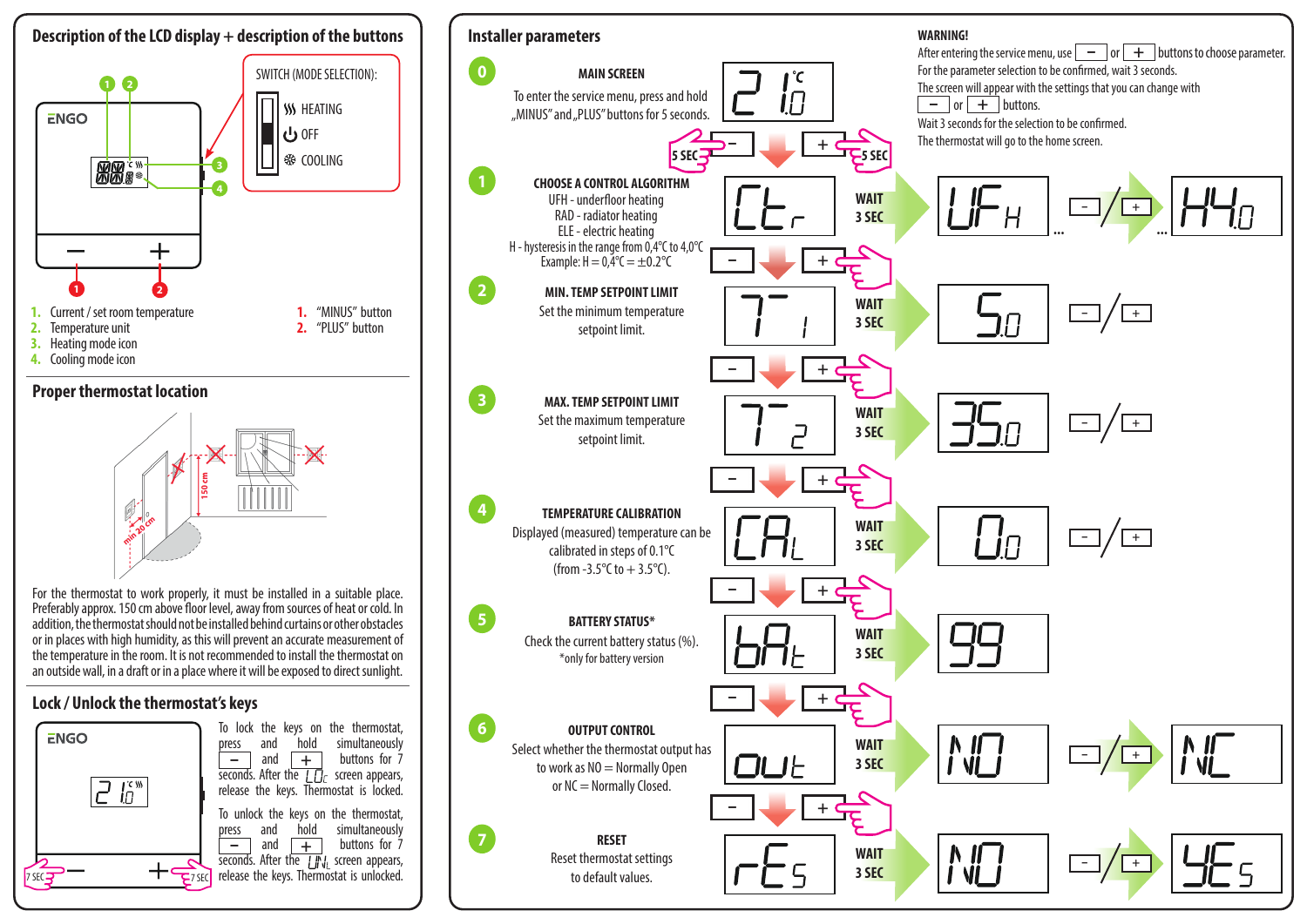## Description of the LCD display + description of the buttons

SWITCH (MODE SELECTION):

- HEATING
- OFF
- COOLING

1. Current / set room temperature
2. Temperature unit
3. Heating mode icon
4. Cooling mode icon

1. "MINUS" button
2. "PLUS" button

## Proper thermostat location

150 cm

min 20 cm

For the thermostat to work properly, it must be installed in a suitable place. Preferably approx. 150 cm above floor level, away from sources of heat or cold. In addition, the thermostat should not be installed behind curtains or other obstacles or in places with high humidity, as this will prevent an accurate measurement of the temperature in the room. It is not recommended to install the thermostat on an outside wall, in a draft or in a place where it will be exposed to direct sunlight.

## Lock / Unlock the thermostat's keys

To lock the keys on the thermostat, press and hold simultaneously − and + buttons for 7 seconds. After the LOC screen appears, release the keys. Thermostat is locked.

To unlock the keys on the thermostat, press and hold simultaneously − and + buttons for 7 seconds. After the UNL screen appears, release the keys. Thermostat is unlocked.

7 SEC

## Installer parameters

**WARNING!**
After entering the service menu, use − or + buttons to choose parameter. For the parameter selection to be confirmed, wait 3 seconds.
The screen will appear with the settings that you can change with − or + buttons.
Wait 3 seconds for the selection to be confirmed.
The thermostat will go to the home screen.

**0 MAIN SCREEN**
To enter the service menu, press and hold „MINUS" and „PLUS" buttons for 5 seconds.

5 SEC

**1 CHOOSE A CONTROL ALGORITHM**
UFH - underfloor heating
RAD - radiator heating
ELE - electric heating
H - hysteresis in the range from 0,4°C to 4,0°C
Example: H = 0,4°C = ±0.2°C

WAIT 3 SEC

**2 MIN. TEMP SETPOINT LIMIT**
Set the minimum temperature setpoint limit.

WAIT 3 SEC

**3 MAX. TEMP SETPOINT LIMIT**
Set the maximum temperature setpoint limit.

WAIT 3 SEC

**4 TEMPERATURE CALIBRATION**
Displayed (measured) temperature can be calibrated in steps of 0.1°C (from -3.5°C to + 3.5°C).

WAIT 3 SEC

**5 BATTERY STATUS***
Check the current battery status (%).
*only for battery version

WAIT 3 SEC

**6 OUTPUT CONTROL**
Select whether the thermostat output has to work as NO = Normally Open or NC = Normally Closed.

WAIT 3 SEC

**7 RESET**
Reset thermostat settings to default values.

WAIT 3 SEC